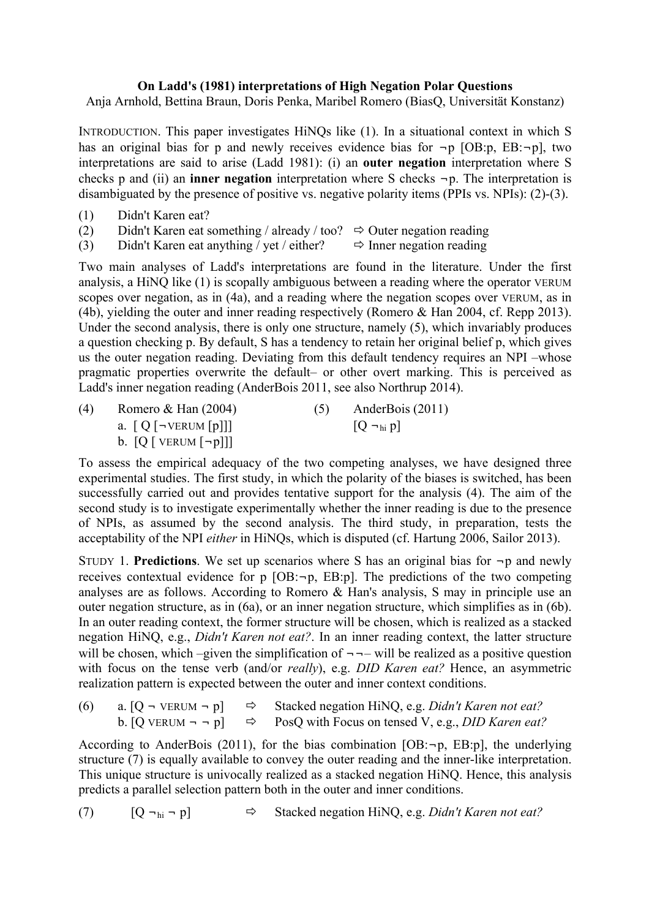**On Ladd's (1981) interpretations of High Negation Polar Questions**

Anja Arnhold, Bettina Braun, Doris Penka, Maribel Romero (BiasQ, Universität Konstanz)

INTRODUCTION. This paper investigates HiNQs like (1). In a situational context in which S has an original bias for p and newly receives evidence bias for ¬p [OB:p, EB:¬p], two interpretations are said to arise (Ladd 1981): (i) an **outer negation** interpretation where S checks p and (ii) an **inner negation** interpretation where S checks ¬p. The interpretation is disambiguated by the presence of positive vs. negative polarity items (PPIs vs. NPIs): (2)-(3).

(1) Didn't Karen eat?

(2) Didn't Karen eat something / already / too? ⇨ Outer negation reading

(3) Didn't Karen eat anything / yet / either? ⇨ Inner negation reading

Two main analyses of Ladd's interpretations are found in the literature. Under the first analysis, a HiNQ like (1) is scopally ambiguous between a reading where the operator VERUM scopes over negation, as in (4a), and a reading where the negation scopes over VERUM, as in (4b), yielding the outer and inner reading respectively (Romero & Han 2004, cf. Repp 2013). Under the second analysis, there is only one structure, namely (5), which invariably produces a question checking p. By default, S has a tendency to retain her original belief p, which gives us the outer negation reading. Deviating from this default tendency requires an NPI –whose pragmatic properties overwrite the default– or other overt marking. This is perceived as Ladd's inner negation reading (AnderBois 2011, see also Northrup 2014).

(4) Romero & Han (2004)
  a. [ Q [¬VERUM [p]]]
  b. [Q [ VERUM [¬p]]]

(5) AnderBois (2011)
  [Q $\neg_{hi}$ p]

To assess the empirical adequacy of the two competing analyses, we have designed three experimental studies. The first study, in which the polarity of the biases is switched, has been successfully carried out and provides tentative support for the analysis (4). The aim of the second study is to investigate experimentally whether the inner reading is due to the presence of NPIs, as assumed by the second analysis. The third study, in preparation, tests the acceptability of the NPI *either* in HiNQs, which is disputed (cf. Hartung 2006, Sailor 2013).

STUDY 1. **Predictions**. We set up scenarios where S has an original bias for ¬p and newly receives contextual evidence for p [OB:¬p, EB:p]. The predictions of the two competing analyses are as follows. According to Romero & Han's analysis, S may in principle use an outer negation structure, as in (6a), or an inner negation structure, which simplifies as in (6b). In an outer reading context, the former structure will be chosen, which is realized as a stacked negation HiNQ, e.g., *Didn't Karen not eat?*. In an inner reading context, the latter structure will be chosen, which –given the simplification of ¬¬– will be realized as a positive question with focus on the tense verb (and/or *really*), e.g. *DID Karen eat?* Hence, an asymmetric realization pattern is expected between the outer and inner context conditions.

(6) a. [Q ¬ VERUM ¬ p] ⇨ Stacked negation HiNQ, e.g. *Didn't Karen not eat?*
  b. [Q VERUM ¬ ¬ p] ⇨ PosQ with Focus on tensed V, e.g., *DID Karen eat?*

According to AnderBois (2011), for the bias combination [OB:¬p, EB:p], the underlying structure (7) is equally available to convey the outer reading and the inner-like interpretation. This unique structure is univocally realized as a stacked negation HiNQ. Hence, this analysis predicts a parallel selection pattern both in the outer and inner conditions.

(7) [Q $\neg_{hi}$ ¬ p] ⇨ Stacked negation HiNQ, e.g. *Didn't Karen not eat?*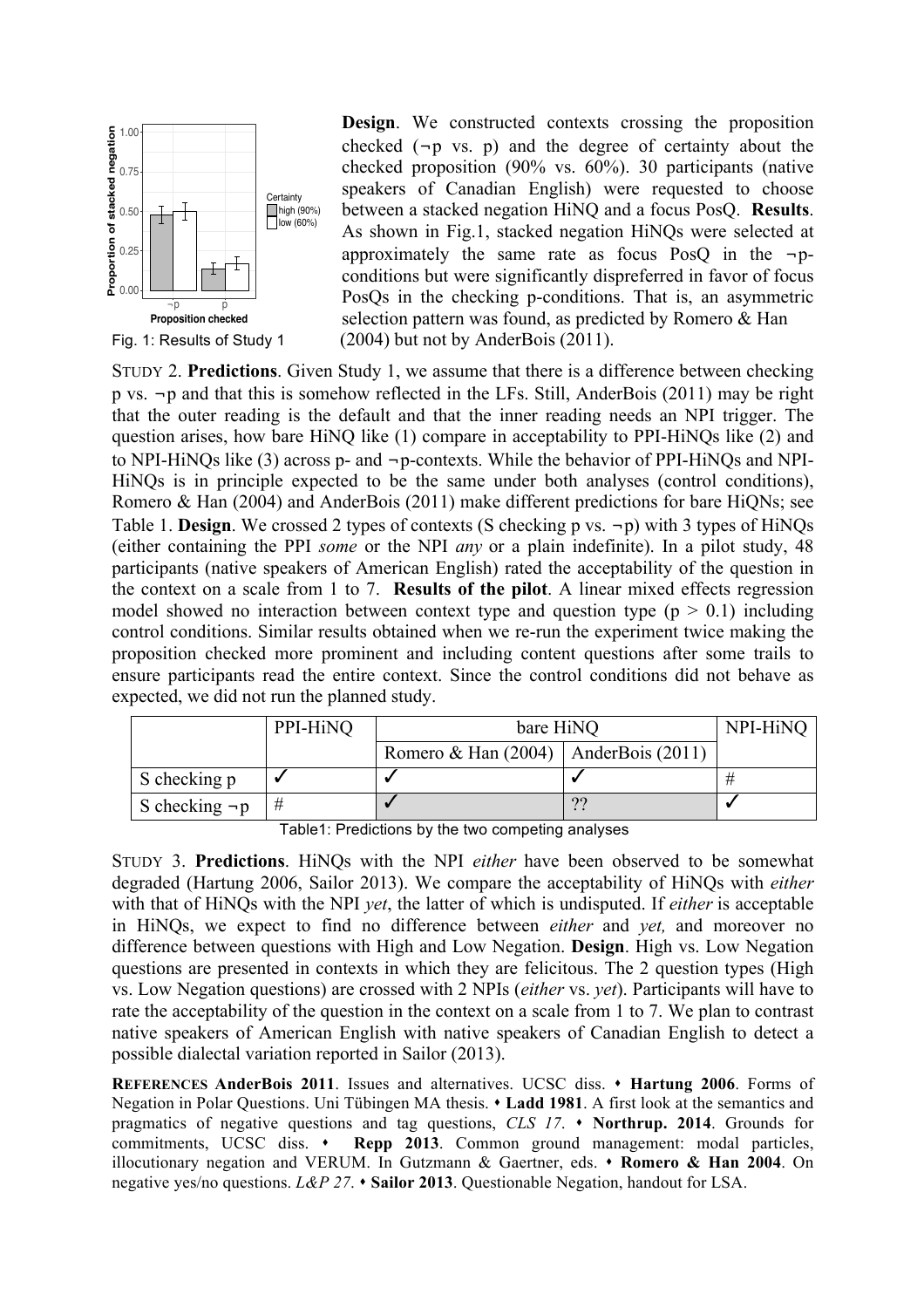Proportion of stacked negation

1.00

0.75

0.50

0.25

0.00

¬p p

Proposition checked

Certainty

high (90%)

low (60%)

Fig. 1: Results of Study 1

**Design**. We constructed contexts crossing the proposition checked (¬p vs. p) and the degree of certainty about the checked proposition (90% vs. 60%). 30 participants (native speakers of Canadian English) were requested to choose between a stacked negation HiNQ and a focus PosQ. **Results**. As shown in Fig.1, stacked negation HiNQs were selected at approximately the same rate as focus PosQ in the ¬p-conditions but were significantly dispreferred in favor of focus PosQs in the checking p-conditions. That is, an asymmetric selection pattern was found, as predicted by Romero & Han (2004) but not by AnderBois (2011).

STUDY 2. **Predictions**. Given Study 1, we assume that there is a difference between checking p vs. ¬p and that this is somehow reflected in the LFs. Still, AnderBois (2011) may be right that the outer reading is the default and that the inner reading needs an NPI trigger. The question arises, how bare HiNQ like (1) compare in acceptability to PPI-HiNQs like (2) and to NPI-HiNQs like (3) across p- and ¬p-contexts. While the behavior of PPI-HiNQs and NPI-HiNQs is in principle expected to be the same under both analyses (control conditions), Romero & Han (2004) and AnderBois (2011) make different predictions for bare HiQNs; see Table 1. **Design**. We crossed 2 types of contexts (S checking p vs. ¬p) with 3 types of HiNQs (either containing the PPI *some* or the NPI *any* or a plain indefinite). In a pilot study, 48 participants (native speakers of American English) rated the acceptability of the question in the context on a scale from 1 to 7. **Results of the pilot**. A linear mixed effects regression model showed no interaction between context type and question type ($p > 0.1$) including control conditions. Similar results obtained when we re-run the experiment twice making the proposition checked more prominent and including content questions after some trails to ensure participants read the entire context. Since the control conditions did not behave as expected, we did not run the planned study.

| | PPI-HiNQ | bare HiNQ | | NPI-HiNQ |
|---|---|---|---|---|
| | | Romero & Han (2004) | AnderBois (2011) | |
| S checking p | ✓ | ✓ | ✓ | # |
| S checking ¬p | # | ✓ | ?? | ✓ |

Table1: Predictions by the two competing analyses

STUDY 3. **Predictions**. HiNQs with the NPI *either* have been observed to be somewhat degraded (Hartung 2006, Sailor 2013). We compare the acceptability of HiNQs with *either* with that of HiNQs with the NPI *yet*, the latter of which is undisputed. If *either* is acceptable in HiNQs, we expect to find no difference between *either* and *yet,* and moreover no difference between questions with High and Low Negation. **Design**. High vs. Low Negation questions are presented in contexts in which they are felicitous. The 2 question types (High vs. Low Negation questions) are crossed with 2 NPIs (*either* vs. *yet*). Participants will have to rate the acceptability of the question in the context on a scale from 1 to 7. We plan to contrast native speakers of American English with native speakers of Canadian English to detect a possible dialectal variation reported in Sailor (2013).

**REFERENCES** **AnderBois 2011**. Issues and alternatives. UCSC diss. • **Hartung 2006**. Forms of Negation in Polar Questions. Uni Tübingen MA thesis. • **Ladd 1981**. A first look at the semantics and pragmatics of negative questions and tag questions, *CLS 17*. • **Northrup. 2014**. Grounds for commitments, UCSC diss. • **Repp 2013**. Common ground management: modal particles, illocutionary negation and VERUM. In Gutzmann & Gaertner, eds. • **Romero & Han 2004**. On negative yes/no questions. *L&P 27*. • **Sailor 2013**. Questionable Negation, handout for LSA.